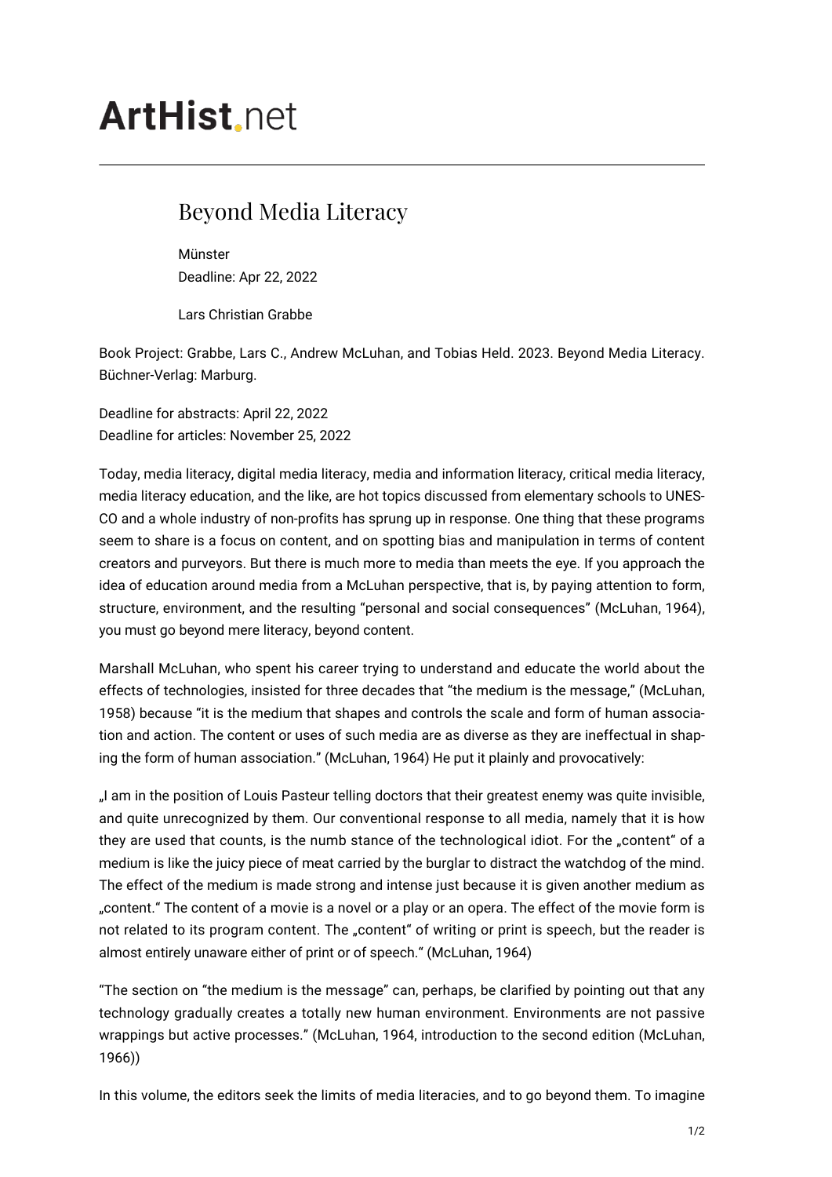# ArtHist.net

## Beyond Media Literacy

Münster
Deadline: Apr 22, 2022

Lars Christian Grabbe

Book Project: Grabbe, Lars C., Andrew McLuhan, and Tobias Held. 2023. Beyond Media Literacy. Büchner-Verlag: Marburg.

Deadline for abstracts: April 22, 2022
Deadline for articles: November 25, 2022

Today, media literacy, digital media literacy, media and information literacy, critical media literacy, media literacy education, and the like, are hot topics discussed from elementary schools to UNESCO and a whole industry of non-profits has sprung up in response. One thing that these programs seem to share is a focus on content, and on spotting bias and manipulation in terms of content creators and purveyors. But there is much more to media than meets the eye. If you approach the idea of education around media from a McLuhan perspective, that is, by paying attention to form, structure, environment, and the resulting "personal and social consequences" (McLuhan, 1964), you must go beyond mere literacy, beyond content.

Marshall McLuhan, who spent his career trying to understand and educate the world about the effects of technologies, insisted for three decades that "the medium is the message," (McLuhan, 1958) because "it is the medium that shapes and controls the scale and form of human association and action. The content or uses of such media are as diverse as they are ineffectual in shaping the form of human association." (McLuhan, 1964) He put it plainly and provocatively:

„I am in the position of Louis Pasteur telling doctors that their greatest enemy was quite invisible, and quite unrecognized by them. Our conventional response to all media, namely that it is how they are used that counts, is the numb stance of the technological idiot. For the „content" of a medium is like the juicy piece of meat carried by the burglar to distract the watchdog of the mind. The effect of the medium is made strong and intense just because it is given another medium as „content." The content of a movie is a novel or a play or an opera. The effect of the movie form is not related to its program content. The „content" of writing or print is speech, but the reader is almost entirely unaware either of print or of speech." (McLuhan, 1964)

"The section on "the medium is the message" can, perhaps, be clarified by pointing out that any technology gradually creates a totally new human environment. Environments are not passive wrappings but active processes." (McLuhan, 1964, introduction to the second edition (McLuhan, 1966))

In this volume, the editors seek the limits of media literacies, and to go beyond them. To imagine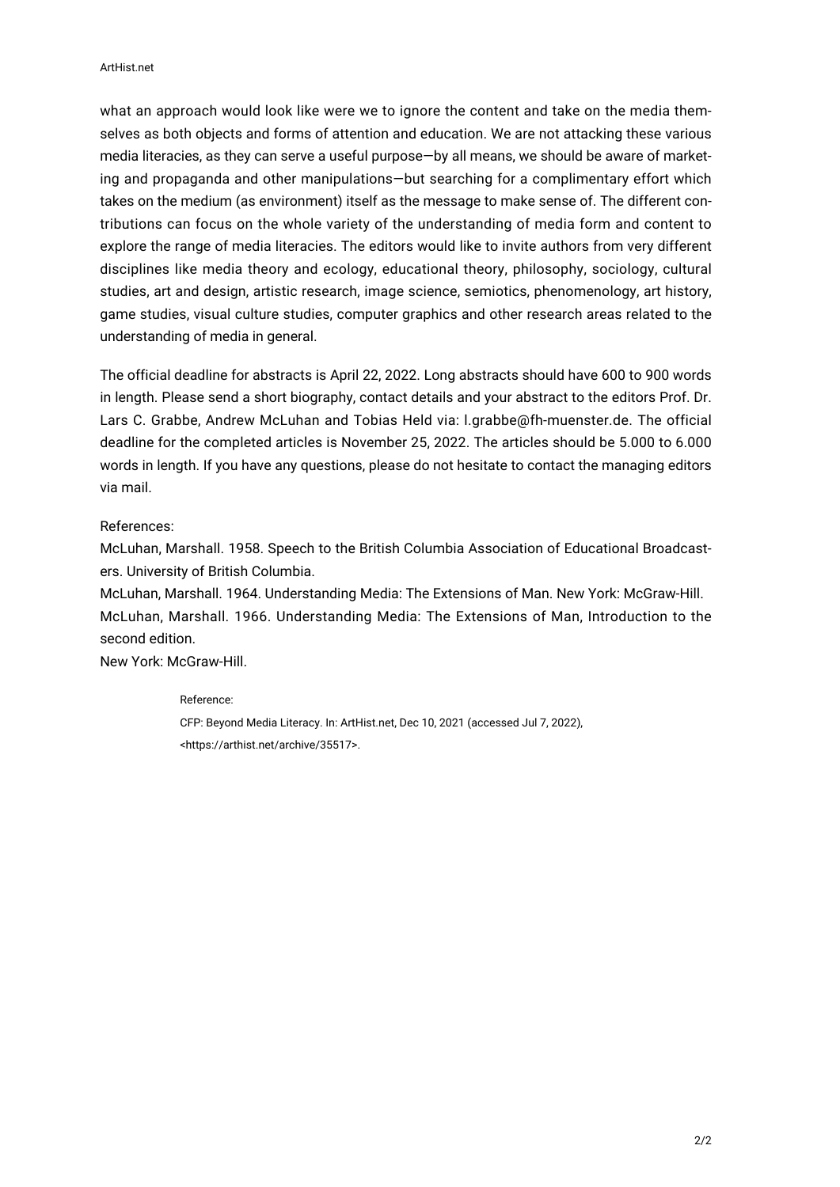what an approach would look like were we to ignore the content and take on the media themselves as both objects and forms of attention and education. We are not attacking these various media literacies, as they can serve a useful purpose—by all means, we should be aware of marketing and propaganda and other manipulations—but searching for a complimentary effort which takes on the medium (as environment) itself as the message to make sense of. The different contributions can focus on the whole variety of the understanding of media form and content to explore the range of media literacies. The editors would like to invite authors from very different disciplines like media theory and ecology, educational theory, philosophy, sociology, cultural studies, art and design, artistic research, image science, semiotics, phenomenology, art history, game studies, visual culture studies, computer graphics and other research areas related to the understanding of media in general.

The official deadline for abstracts is April 22, 2022. Long abstracts should have 600 to 900 words in length. Please send a short biography, contact details and your abstract to the editors Prof. Dr. Lars C. Grabbe, Andrew McLuhan and Tobias Held via: l.grabbe@fh-muenster.de. The official deadline for the completed articles is November 25, 2022. The articles should be 5.000 to 6.000 words in length. If you have any questions, please do not hesitate to contact the managing editors via mail.

References:
McLuhan, Marshall. 1958. Speech to the British Columbia Association of Educational Broadcasters. University of British Columbia.
McLuhan, Marshall. 1964. Understanding Media: The Extensions of Man. New York: McGraw-Hill.
McLuhan, Marshall. 1966. Understanding Media: The Extensions of Man, Introduction to the second edition.
New York: McGraw-Hill.

Reference:
CFP: Beyond Media Literacy. In: ArtHist.net, Dec 10, 2021 (accessed Jul 7, 2022), <https://arthist.net/archive/35517>.